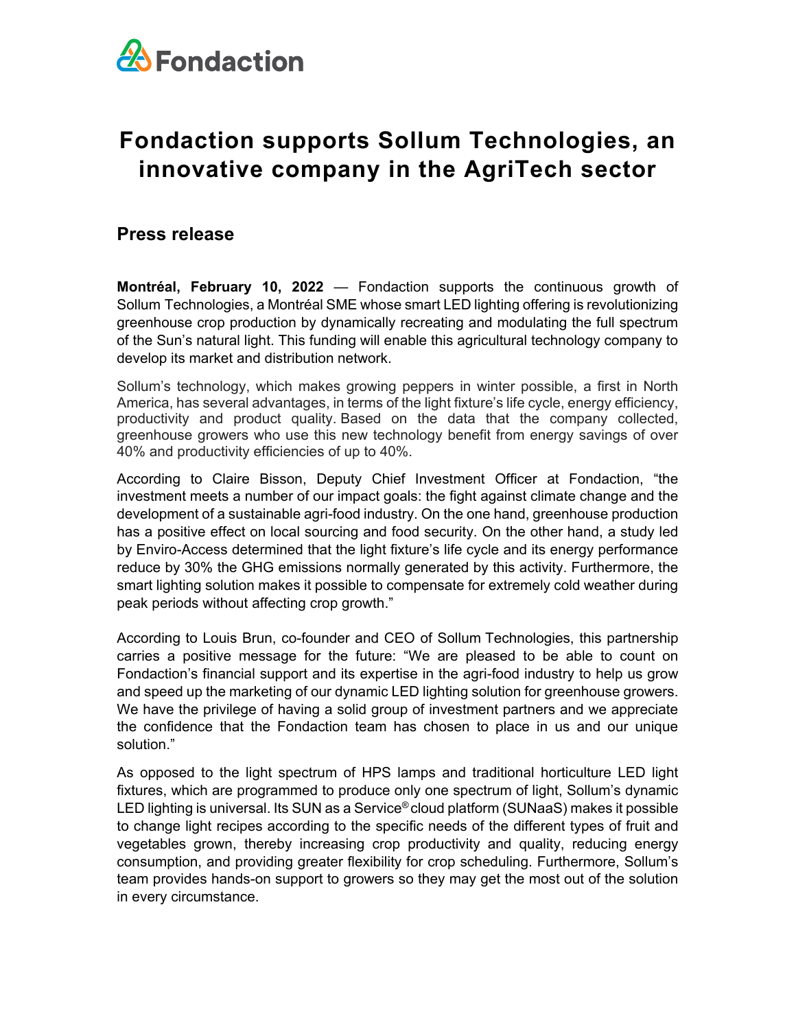Fondaction

# Fondaction supports Sollum Technologies, an innovative company in the AgriTech sector

## Press release

**Montréal, February 10, 2022** — Fondaction supports the continuous growth of Sollum Technologies, a Montréal SME whose smart LED lighting offering is revolutionizing greenhouse crop production by dynamically recreating and modulating the full spectrum of the Sun's natural light. This funding will enable this agricultural technology company to develop its market and distribution network.

Sollum's technology, which makes growing peppers in winter possible, a first in North America, has several advantages, in terms of the light fixture's life cycle, energy efficiency, productivity and product quality. Based on the data that the company collected, greenhouse growers who use this new technology benefit from energy savings of over 40% and productivity efficiencies of up to 40%.

According to Claire Bisson, Deputy Chief Investment Officer at Fondaction, "the investment meets a number of our impact goals: the fight against climate change and the development of a sustainable agri-food industry. On the one hand, greenhouse production has a positive effect on local sourcing and food security. On the other hand, a study led by Enviro-Access determined that the light fixture's life cycle and its energy performance reduce by 30% the GHG emissions normally generated by this activity. Furthermore, the smart lighting solution makes it possible to compensate for extremely cold weather during peak periods without affecting crop growth."

According to Louis Brun, co-founder and CEO of Sollum Technologies, this partnership carries a positive message for the future: "We are pleased to be able to count on Fondaction's financial support and its expertise in the agri-food industry to help us grow and speed up the marketing of our dynamic LED lighting solution for greenhouse growers. We have the privilege of having a solid group of investment partners and we appreciate the confidence that the Fondaction team has chosen to place in us and our unique solution."

As opposed to the light spectrum of HPS lamps and traditional horticulture LED light fixtures, which are programmed to produce only one spectrum of light, Sollum's dynamic LED lighting is universal. Its SUN as a Service® cloud platform (SUNaaS) makes it possible to change light recipes according to the specific needs of the different types of fruit and vegetables grown, thereby increasing crop productivity and quality, reducing energy consumption, and providing greater flexibility for crop scheduling. Furthermore, Sollum's team provides hands-on support to growers so they may get the most out of the solution in every circumstance.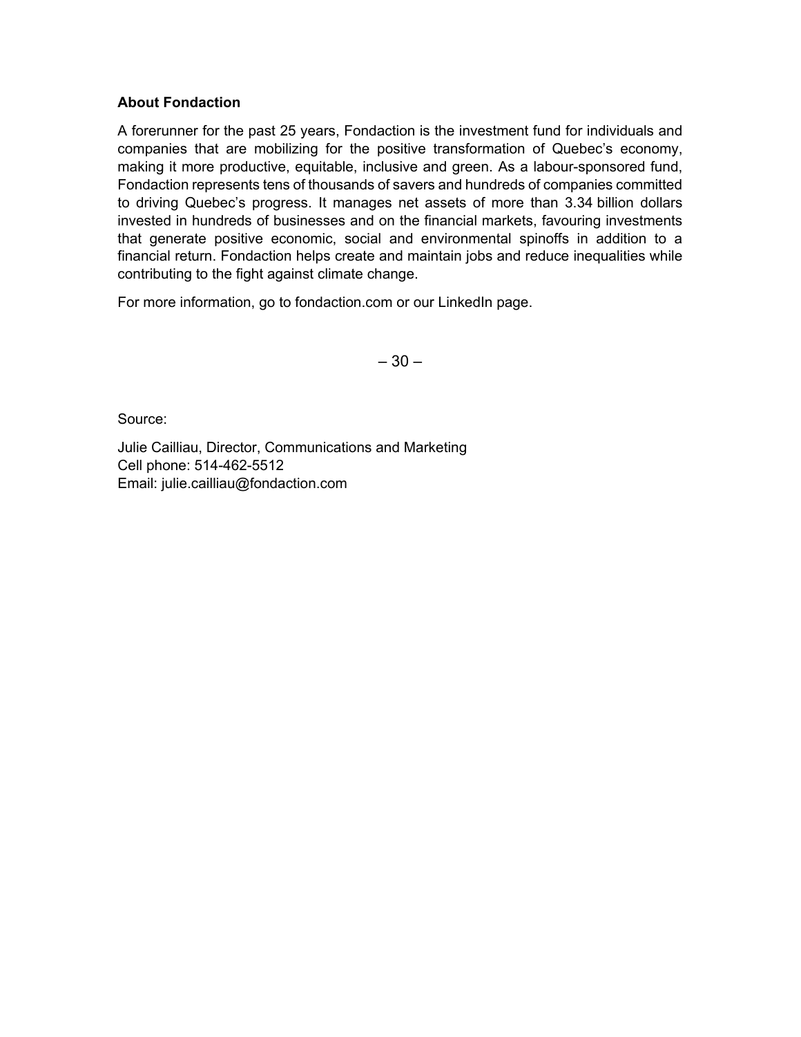**About Fondaction**

A forerunner for the past 25 years, Fondaction is the investment fund for individuals and companies that are mobilizing for the positive transformation of Quebec's economy, making it more productive, equitable, inclusive and green. As a labour-sponsored fund, Fondaction represents tens of thousands of savers and hundreds of companies committed to driving Quebec's progress. It manages net assets of more than 3.34 billion dollars invested in hundreds of businesses and on the financial markets, favouring investments that generate positive economic, social and environmental spinoffs in addition to a financial return. Fondaction helps create and maintain jobs and reduce inequalities while contributing to the fight against climate change.

For more information, go to fondaction.com or our LinkedIn page.

– 30 –

Source:

Julie Cailliau, Director, Communications and Marketing
Cell phone: 514-462-5512
Email: julie.cailliau@fondaction.com